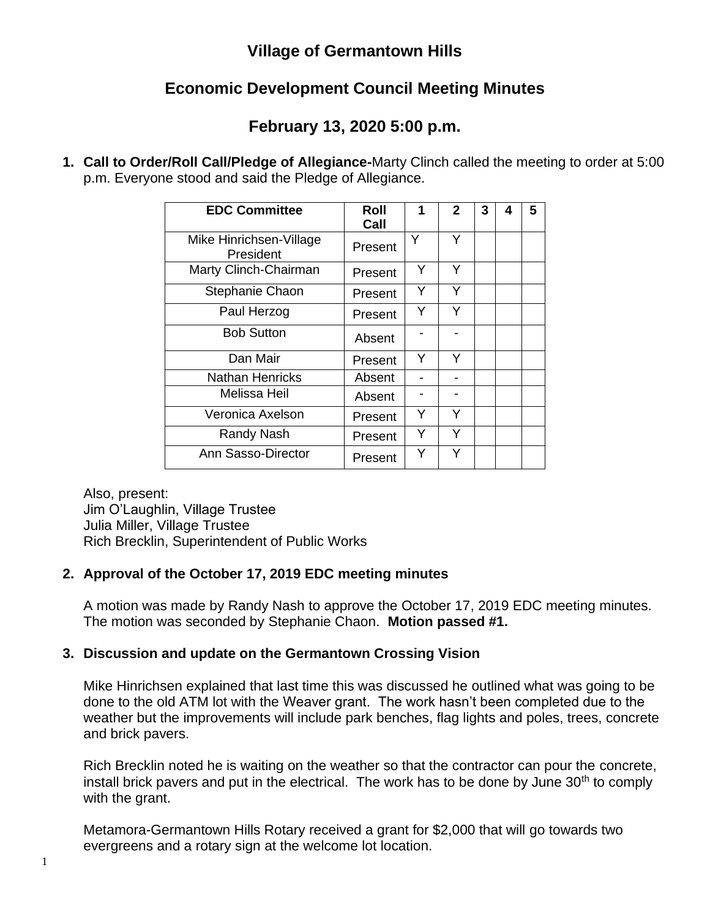# Village of Germantown Hills

## Economic Development Council Meeting Minutes

## February 13, 2020 5:00 p.m.

1. **Call to Order/Roll Call/Pledge of Allegiance-**Marty Clinch called the meeting to order at 5:00 p.m. Everyone stood and said the Pledge of Allegiance.

| EDC Committee | Roll Call | 1 | 2 | 3 | 4 | 5 |
|---|---|---|---|---|---|---|
| Mike Hinrichsen-Village President | Present | Y | Y | | | |
| Marty Clinch-Chairman | Present | Y | Y | | | |
| Stephanie Chaon | Present | Y | Y | | | |
| Paul Herzog | Present | Y | Y | | | |
| Bob Sutton | Absent | - | - | | | |
| Dan Mair | Present | Y | Y | | | |
| Nathan Henricks | Absent | - | - | | | |
| Melissa Heil | Absent | - | - | | | |
| Veronica Axelson | Present | Y | Y | | | |
| Randy Nash | Present | Y | Y | | | |
| Ann Sasso-Director | Present | Y | Y | | | |

Also, present:
Jim O'Laughlin, Village Trustee
Julia Miller, Village Trustee
Rich Brecklin, Superintendent of Public Works

2. **Approval of the October 17, 2019 EDC meeting minutes**

   A motion was made by Randy Nash to approve the October 17, 2019 EDC meeting minutes. The motion was seconded by Stephanie Chaon. **Motion passed #1.**

3. **Discussion and update on the Germantown Crossing Vision**

   Mike Hinrichsen explained that last time this was discussed he outlined what was going to be done to the old ATM lot with the Weaver grant. The work hasn't been completed due to the weather but the improvements will include park benches, flag lights and poles, trees, concrete and brick pavers.

   Rich Brecklin noted he is waiting on the weather so that the contractor can pour the concrete, install brick pavers and put in the electrical. The work has to be done by June 30th to comply with the grant.

   Metamora-Germantown Hills Rotary received a grant for $2,000 that will go towards two evergreens and a rotary sign at the welcome lot location.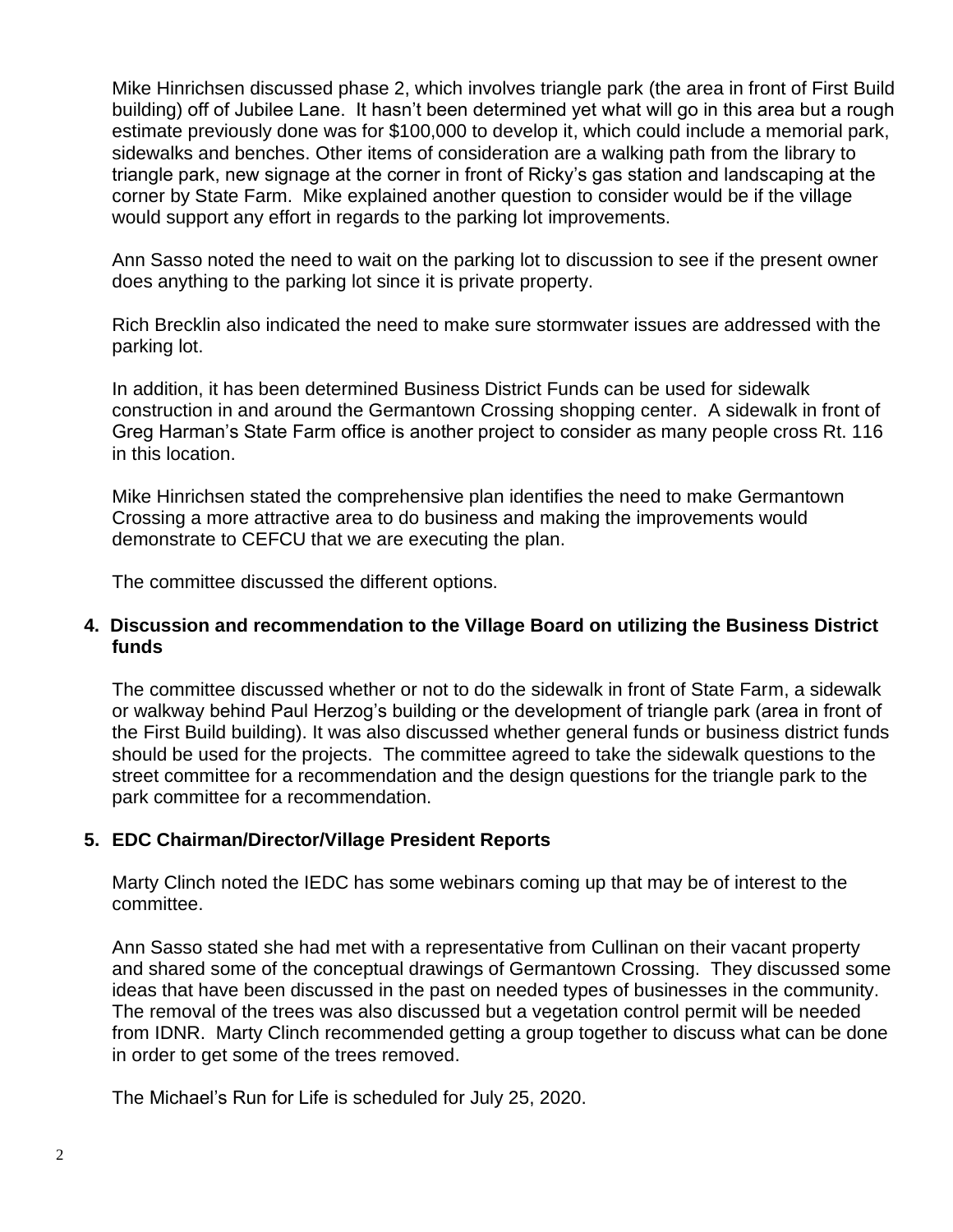Mike Hinrichsen discussed phase 2, which involves triangle park (the area in front of First Build building) off of Jubilee Lane. It hasn't been determined yet what will go in this area but a rough estimate previously done was for $100,000 to develop it, which could include a memorial park, sidewalks and benches. Other items of consideration are a walking path from the library to triangle park, new signage at the corner in front of Ricky's gas station and landscaping at the corner by State Farm. Mike explained another question to consider would be if the village would support any effort in regards to the parking lot improvements.

Ann Sasso noted the need to wait on the parking lot to discussion to see if the present owner does anything to the parking lot since it is private property.

Rich Brecklin also indicated the need to make sure stormwater issues are addressed with the parking lot.

In addition, it has been determined Business District Funds can be used for sidewalk construction in and around the Germantown Crossing shopping center. A sidewalk in front of Greg Harman's State Farm office is another project to consider as many people cross Rt. 116 in this location.

Mike Hinrichsen stated the comprehensive plan identifies the need to make Germantown Crossing a more attractive area to do business and making the improvements would demonstrate to CEFCU that we are executing the plan.

The committee discussed the different options.

**4. Discussion and recommendation to the Village Board on utilizing the Business District funds**

The committee discussed whether or not to do the sidewalk in front of State Farm, a sidewalk or walkway behind Paul Herzog's building or the development of triangle park (area in front of the First Build building). It was also discussed whether general funds or business district funds should be used for the projects. The committee agreed to take the sidewalk questions to the street committee for a recommendation and the design questions for the triangle park to the park committee for a recommendation.

**5. EDC Chairman/Director/Village President Reports**

Marty Clinch noted the IEDC has some webinars coming up that may be of interest to the committee.

Ann Sasso stated she had met with a representative from Cullinan on their vacant property and shared some of the conceptual drawings of Germantown Crossing. They discussed some ideas that have been discussed in the past on needed types of businesses in the community. The removal of the trees was also discussed but a vegetation control permit will be needed from IDNR. Marty Clinch recommended getting a group together to discuss what can be done in order to get some of the trees removed.

The Michael's Run for Life is scheduled for July 25, 2020.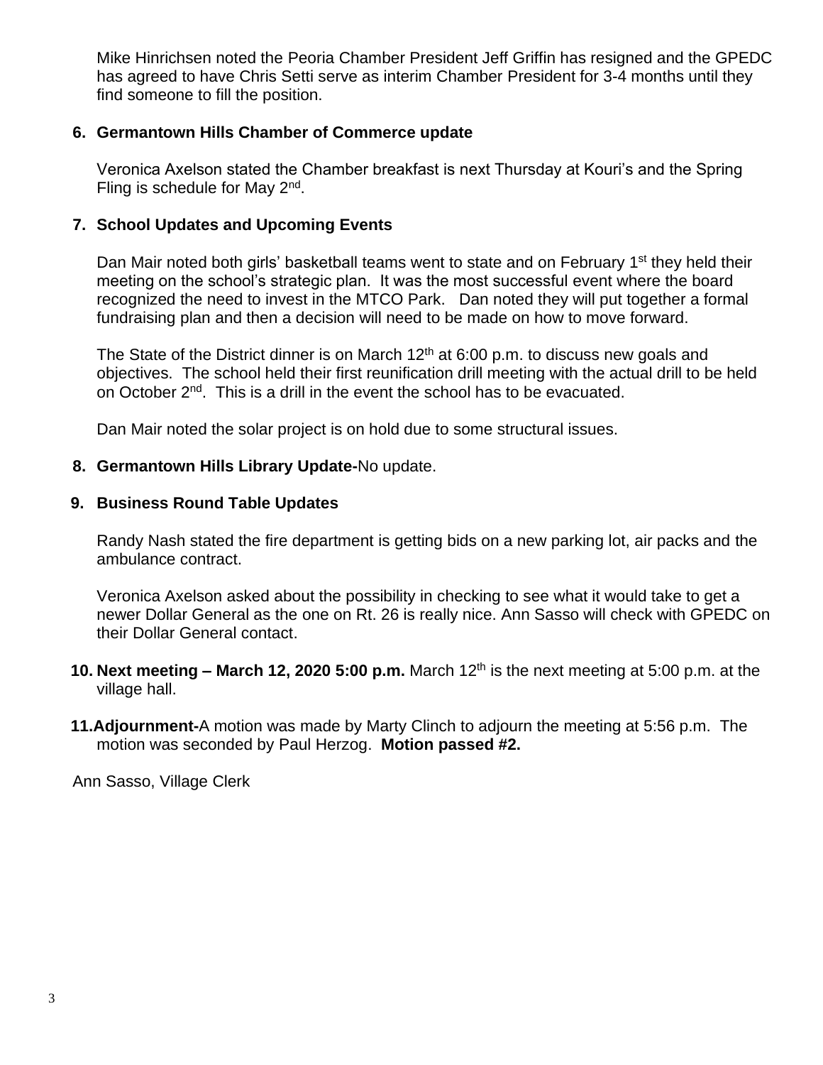Mike Hinrichsen noted the Peoria Chamber President Jeff Griffin has resigned and the GPEDC has agreed to have Chris Setti serve as interim Chamber President for 3-4 months until they find someone to fill the position.

6. **Germantown Hills Chamber of Commerce update**

   Veronica Axelson stated the Chamber breakfast is next Thursday at Kouri's and the Spring Fling is schedule for May 2nd.

7. **School Updates and Upcoming Events**

   Dan Mair noted both girls' basketball teams went to state and on February 1st they held their meeting on the school's strategic plan. It was the most successful event where the board recognized the need to invest in the MTCO Park. Dan noted they will put together a formal fundraising plan and then a decision will need to be made on how to move forward.

   The State of the District dinner is on March 12th at 6:00 p.m. to discuss new goals and objectives. The school held their first reunification drill meeting with the actual drill to be held on October 2nd. This is a drill in the event the school has to be evacuated.

   Dan Mair noted the solar project is on hold due to some structural issues.

8. **Germantown Hills Library Update-**No update.

9. **Business Round Table Updates**

   Randy Nash stated the fire department is getting bids on a new parking lot, air packs and the ambulance contract.

   Veronica Axelson asked about the possibility in checking to see what it would take to get a newer Dollar General as the one on Rt. 26 is really nice. Ann Sasso will check with GPEDC on their Dollar General contact.

10. **Next meeting – March 12, 2020 5:00 p.m.** March 12th is the next meeting at 5:00 p.m. at the village hall.

11. **Adjournment-**A motion was made by Marty Clinch to adjourn the meeting at 5:56 p.m. The motion was seconded by Paul Herzog. **Motion passed #2.**

Ann Sasso, Village Clerk